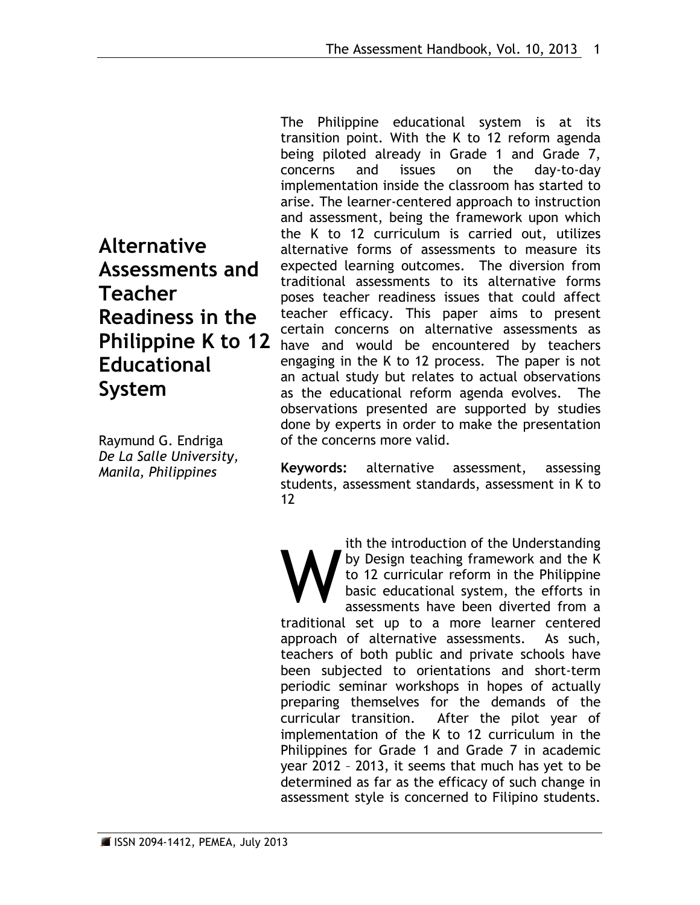# Alternative Assessments and Teacher Readiness in the Philippine K to 12 Educational System

Raymund G. Endriga
*De La Salle University, Manila, Philippines*

The Philippine educational system is at its transition point. With the K to 12 reform agenda being piloted already in Grade 1 and Grade 7, concerns and issues on the day-to-day implementation inside the classroom has started to arise. The learner-centered approach to instruction and assessment, being the framework upon which the K to 12 curriculum is carried out, utilizes alternative forms of assessments to measure its expected learning outcomes. The diversion from traditional assessments to its alternative forms poses teacher readiness issues that could affect teacher efficacy. This paper aims to present certain concerns on alternative assessments as have and would be encountered by teachers engaging in the K to 12 process. The paper is not an actual study but relates to actual observations as the educational reform agenda evolves. The observations presented are supported by studies done by experts in order to make the presentation of the concerns more valid.

**Keywords:** alternative assessment, assessing students, assessment standards, assessment in K to 12

With the introduction of the Understanding by Design teaching framework and the K to 12 curricular reform in the Philippine basic educational system, the efforts in assessments have been diverted from a traditional set up to a more learner centered approach of alternative assessments. As such, teachers of both public and private schools have been subjected to orientations and short-term periodic seminar workshops in hopes of actually preparing themselves for the demands of the curricular transition. After the pilot year of implementation of the K to 12 curriculum in the Philippines for Grade 1 and Grade 7 in academic year 2012 – 2013, it seems that much has yet to be determined as far as the efficacy of such change in assessment style is concerned to Filipino students.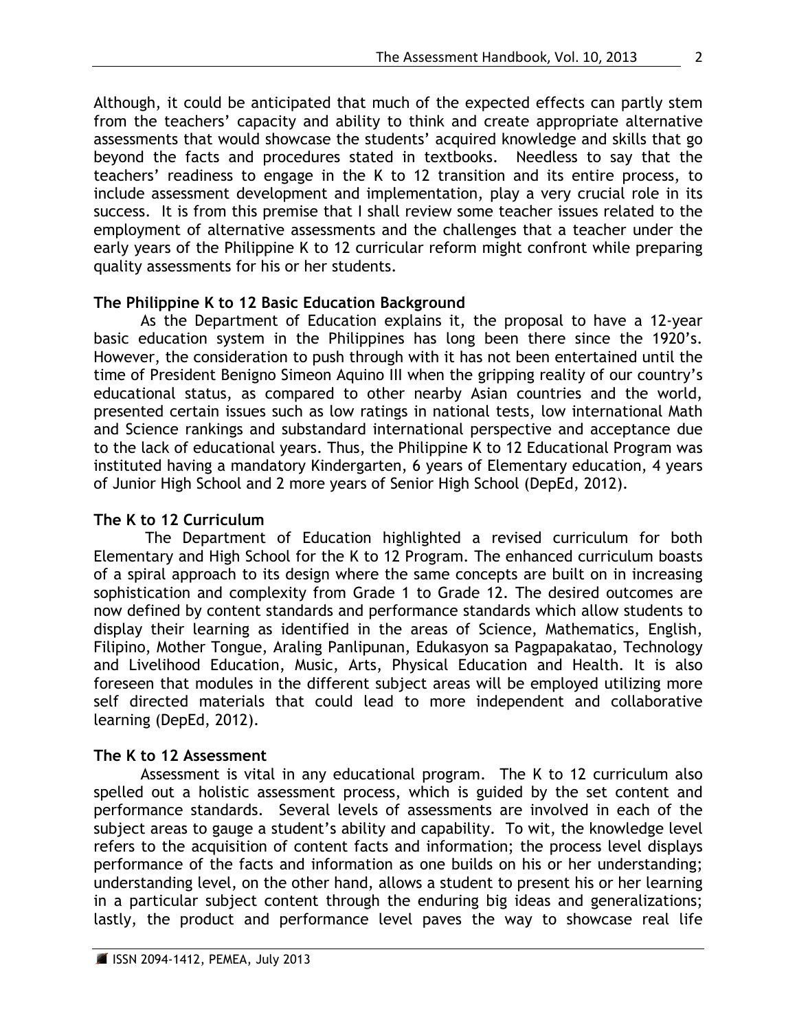Although, it could be anticipated that much of the expected effects can partly stem from the teachers' capacity and ability to think and create appropriate alternative assessments that would showcase the students' acquired knowledge and skills that go beyond the facts and procedures stated in textbooks. Needless to say that the teachers' readiness to engage in the K to 12 transition and its entire process, to include assessment development and implementation, play a very crucial role in its success. It is from this premise that I shall review some teacher issues related to the employment of alternative assessments and the challenges that a teacher under the early years of the Philippine K to 12 curricular reform might confront while preparing quality assessments for his or her students.

**The Philippine K to 12 Basic Education Background**

As the Department of Education explains it, the proposal to have a 12-year basic education system in the Philippines has long been there since the 1920's. However, the consideration to push through with it has not been entertained until the time of President Benigno Simeon Aquino III when the gripping reality of our country's educational status, as compared to other nearby Asian countries and the world, presented certain issues such as low ratings in national tests, low international Math and Science rankings and substandard international perspective and acceptance due to the lack of educational years. Thus, the Philippine K to 12 Educational Program was instituted having a mandatory Kindergarten, 6 years of Elementary education, 4 years of Junior High School and 2 more years of Senior High School (DepEd, 2012).

**The K to 12 Curriculum**

The Department of Education highlighted a revised curriculum for both Elementary and High School for the K to 12 Program. The enhanced curriculum boasts of a spiral approach to its design where the same concepts are built on in increasing sophistication and complexity from Grade 1 to Grade 12. The desired outcomes are now defined by content standards and performance standards which allow students to display their learning as identified in the areas of Science, Mathematics, English, Filipino, Mother Tongue, Araling Panlipunan, Edukasyon sa Pagpapakatao, Technology and Livelihood Education, Music, Arts, Physical Education and Health. It is also foreseen that modules in the different subject areas will be employed utilizing more self directed materials that could lead to more independent and collaborative learning (DepEd, 2012).

**The K to 12 Assessment**

Assessment is vital in any educational program. The K to 12 curriculum also spelled out a holistic assessment process, which is guided by the set content and performance standards. Several levels of assessments are involved in each of the subject areas to gauge a student's ability and capability. To wit, the knowledge level refers to the acquisition of content facts and information; the process level displays performance of the facts and information as one builds on his or her understanding; understanding level, on the other hand, allows a student to present his or her learning in a particular subject content through the enduring big ideas and generalizations; lastly, the product and performance level paves the way to showcase real life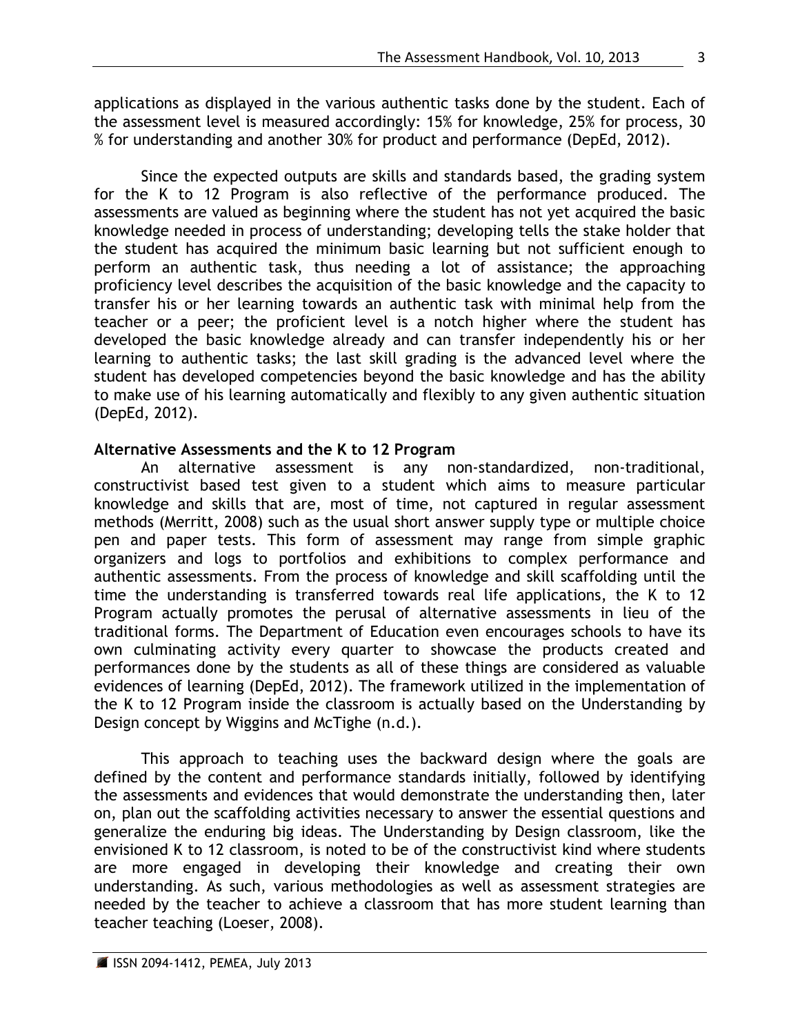applications as displayed in the various authentic tasks done by the student. Each of the assessment level is measured accordingly: 15% for knowledge, 25% for process, 30 % for understanding and another 30% for product and performance (DepEd, 2012).

Since the expected outputs are skills and standards based, the grading system for the K to 12 Program is also reflective of the performance produced. The assessments are valued as beginning where the student has not yet acquired the basic knowledge needed in process of understanding; developing tells the stake holder that the student has acquired the minimum basic learning but not sufficient enough to perform an authentic task, thus needing a lot of assistance; the approaching proficiency level describes the acquisition of the basic knowledge and the capacity to transfer his or her learning towards an authentic task with minimal help from the teacher or a peer; the proficient level is a notch higher where the student has developed the basic knowledge already and can transfer independently his or her learning to authentic tasks; the last skill grading is the advanced level where the student has developed competencies beyond the basic knowledge and has the ability to make use of his learning automatically and flexibly to any given authentic situation (DepEd, 2012).

**Alternative Assessments and the K to 12 Program**

An alternative assessment is any non-standardized, non-traditional, constructivist based test given to a student which aims to measure particular knowledge and skills that are, most of time, not captured in regular assessment methods (Merritt, 2008) such as the usual short answer supply type or multiple choice pen and paper tests. This form of assessment may range from simple graphic organizers and logs to portfolios and exhibitions to complex performance and authentic assessments. From the process of knowledge and skill scaffolding until the time the understanding is transferred towards real life applications, the K to 12 Program actually promotes the perusal of alternative assessments in lieu of the traditional forms. The Department of Education even encourages schools to have its own culminating activity every quarter to showcase the products created and performances done by the students as all of these things are considered as valuable evidences of learning (DepEd, 2012). The framework utilized in the implementation of the K to 12 Program inside the classroom is actually based on the Understanding by Design concept by Wiggins and McTighe (n.d.).

This approach to teaching uses the backward design where the goals are defined by the content and performance standards initially, followed by identifying the assessments and evidences that would demonstrate the understanding then, later on, plan out the scaffolding activities necessary to answer the essential questions and generalize the enduring big ideas. The Understanding by Design classroom, like the envisioned K to 12 classroom, is noted to be of the constructivist kind where students are more engaged in developing their knowledge and creating their own understanding. As such, various methodologies as well as assessment strategies are needed by the teacher to achieve a classroom that has more student learning than teacher teaching (Loeser, 2008).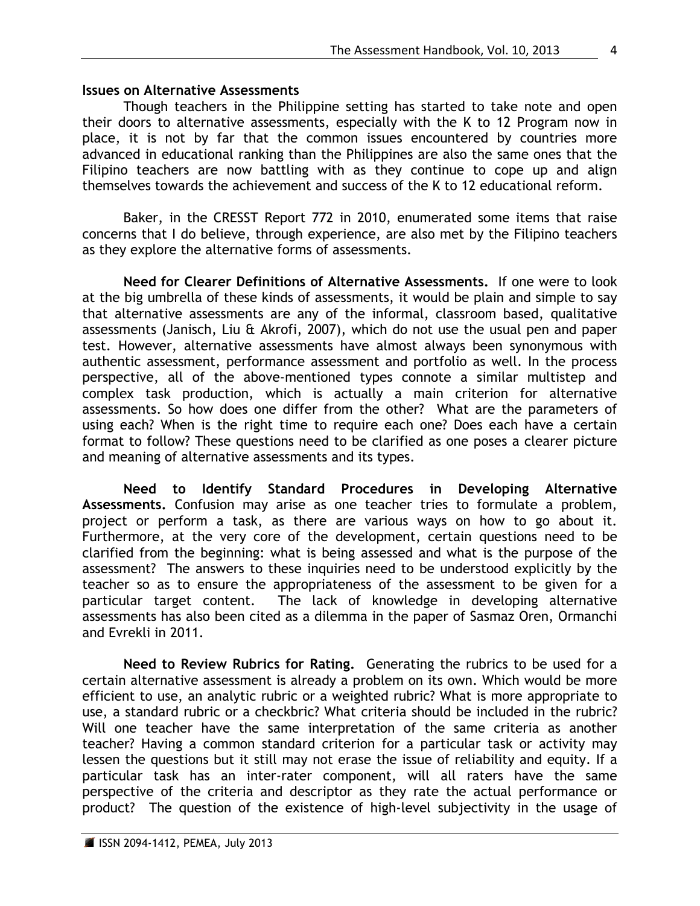## Issues on Alternative Assessments

Though teachers in the Philippine setting has started to take note and open their doors to alternative assessments, especially with the K to 12 Program now in place, it is not by far that the common issues encountered by countries more advanced in educational ranking than the Philippines are also the same ones that the Filipino teachers are now battling with as they continue to cope up and align themselves towards the achievement and success of the K to 12 educational reform.

Baker, in the CRESST Report 772 in 2010, enumerated some items that raise concerns that I do believe, through experience, are also met by the Filipino teachers as they explore the alternative forms of assessments.

**Need for Clearer Definitions of Alternative Assessments.** If one were to look at the big umbrella of these kinds of assessments, it would be plain and simple to say that alternative assessments are any of the informal, classroom based, qualitative assessments (Janisch, Liu & Akrofi, 2007), which do not use the usual pen and paper test. However, alternative assessments have almost always been synonymous with authentic assessment, performance assessment and portfolio as well. In the process perspective, all of the above-mentioned types connote a similar multistep and complex task production, which is actually a main criterion for alternative assessments. So how does one differ from the other? What are the parameters of using each? When is the right time to require each one? Does each have a certain format to follow? These questions need to be clarified as one poses a clearer picture and meaning of alternative assessments and its types.

**Need to Identify Standard Procedures in Developing Alternative Assessments.** Confusion may arise as one teacher tries to formulate a problem, project or perform a task, as there are various ways on how to go about it. Furthermore, at the very core of the development, certain questions need to be clarified from the beginning: what is being assessed and what is the purpose of the assessment? The answers to these inquiries need to be understood explicitly by the teacher so as to ensure the appropriateness of the assessment to be given for a particular target content. The lack of knowledge in developing alternative assessments has also been cited as a dilemma in the paper of Sasmaz Oren, Ormanchi and Evrekli in 2011.

**Need to Review Rubrics for Rating.** Generating the rubrics to be used for a certain alternative assessment is already a problem on its own. Which would be more efficient to use, an analytic rubric or a weighted rubric? What is more appropriate to use, a standard rubric or a checkbric? What criteria should be included in the rubric? Will one teacher have the same interpretation of the same criteria as another teacher? Having a common standard criterion for a particular task or activity may lessen the questions but it still may not erase the issue of reliability and equity. If a particular task has an inter-rater component, will all raters have the same perspective of the criteria and descriptor as they rate the actual performance or product? The question of the existence of high-level subjectivity in the usage of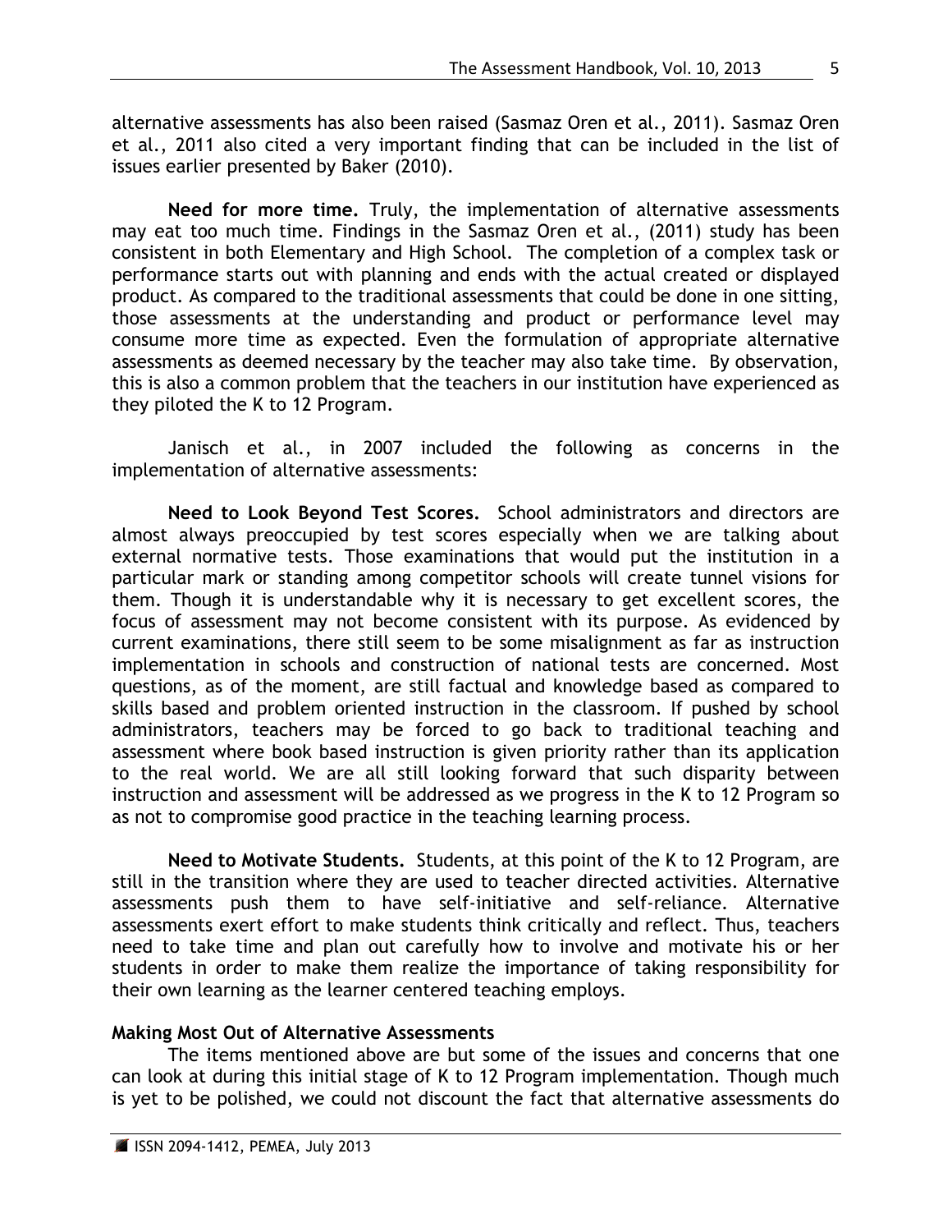alternative assessments has also been raised (Sasmaz Oren et al., 2011). Sasmaz Oren et al., 2011 also cited a very important finding that can be included in the list of issues earlier presented by Baker (2010).

**Need for more time.** Truly, the implementation of alternative assessments may eat too much time. Findings in the Sasmaz Oren et al., (2011) study has been consistent in both Elementary and High School. The completion of a complex task or performance starts out with planning and ends with the actual created or displayed product. As compared to the traditional assessments that could be done in one sitting, those assessments at the understanding and product or performance level may consume more time as expected. Even the formulation of appropriate alternative assessments as deemed necessary by the teacher may also take time. By observation, this is also a common problem that the teachers in our institution have experienced as they piloted the K to 12 Program.

Janisch et al., in 2007 included the following as concerns in the implementation of alternative assessments:

**Need to Look Beyond Test Scores.** School administrators and directors are almost always preoccupied by test scores especially when we are talking about external normative tests. Those examinations that would put the institution in a particular mark or standing among competitor schools will create tunnel visions for them. Though it is understandable why it is necessary to get excellent scores, the focus of assessment may not become consistent with its purpose. As evidenced by current examinations, there still seem to be some misalignment as far as instruction implementation in schools and construction of national tests are concerned. Most questions, as of the moment, are still factual and knowledge based as compared to skills based and problem oriented instruction in the classroom. If pushed by school administrators, teachers may be forced to go back to traditional teaching and assessment where book based instruction is given priority rather than its application to the real world. We are all still looking forward that such disparity between instruction and assessment will be addressed as we progress in the K to 12 Program so as not to compromise good practice in the teaching learning process.

**Need to Motivate Students.** Students, at this point of the K to 12 Program, are still in the transition where they are used to teacher directed activities. Alternative assessments push them to have self-initiative and self-reliance. Alternative assessments exert effort to make students think critically and reflect. Thus, teachers need to take time and plan out carefully how to involve and motivate his or her students in order to make them realize the importance of taking responsibility for their own learning as the learner centered teaching employs.

**Making Most Out of Alternative Assessments**

The items mentioned above are but some of the issues and concerns that one can look at during this initial stage of K to 12 Program implementation. Though much is yet to be polished, we could not discount the fact that alternative assessments do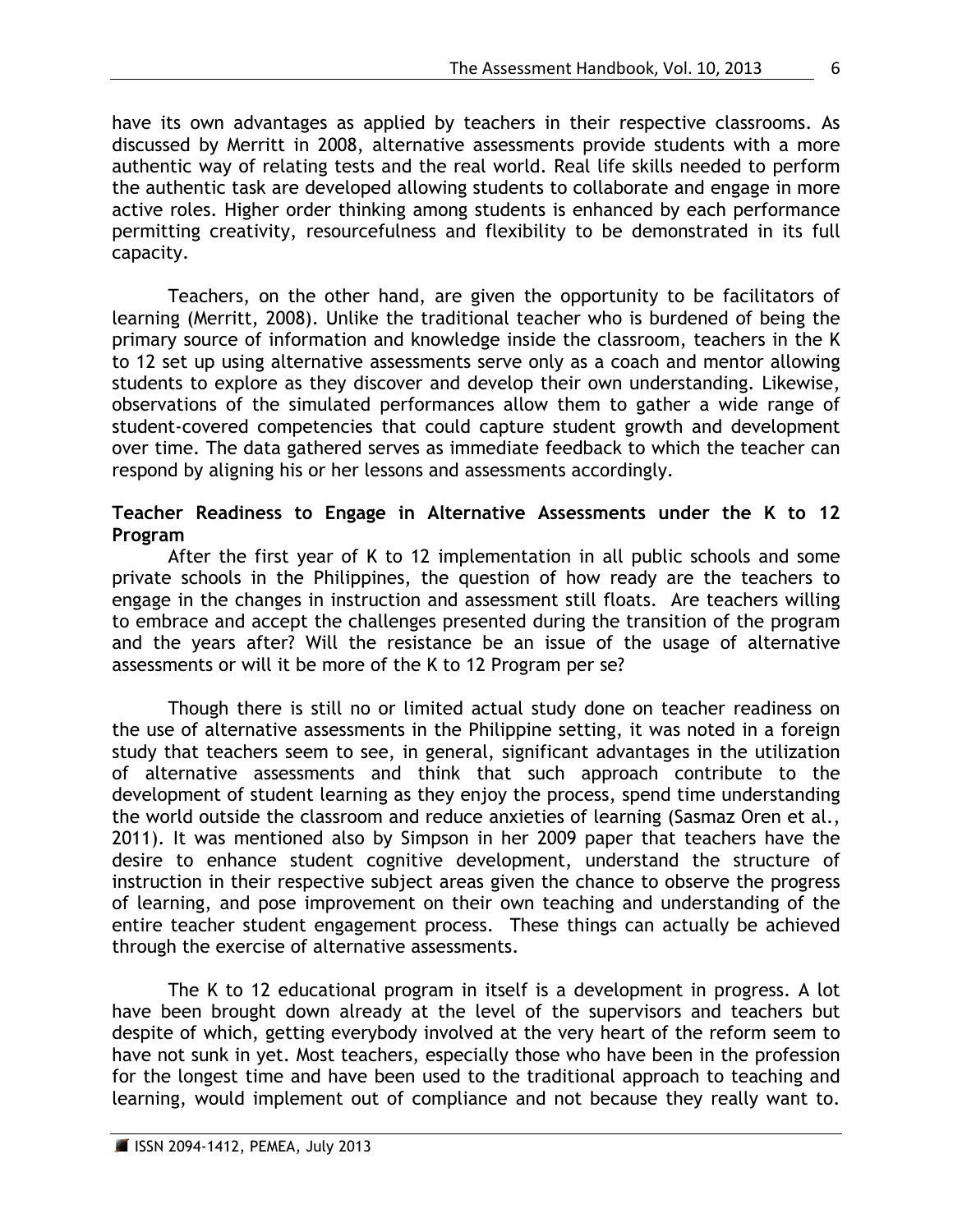have its own advantages as applied by teachers in their respective classrooms. As discussed by Merritt in 2008, alternative assessments provide students with a more authentic way of relating tests and the real world. Real life skills needed to perform the authentic task are developed allowing students to collaborate and engage in more active roles. Higher order thinking among students is enhanced by each performance permitting creativity, resourcefulness and flexibility to be demonstrated in its full capacity.

Teachers, on the other hand, are given the opportunity to be facilitators of learning (Merritt, 2008). Unlike the traditional teacher who is burdened of being the primary source of information and knowledge inside the classroom, teachers in the K to 12 set up using alternative assessments serve only as a coach and mentor allowing students to explore as they discover and develop their own understanding. Likewise, observations of the simulated performances allow them to gather a wide range of student-covered competencies that could capture student growth and development over time. The data gathered serves as immediate feedback to which the teacher can respond by aligning his or her lessons and assessments accordingly.

**Teacher Readiness to Engage in Alternative Assessments under the K to 12 Program**

After the first year of K to 12 implementation in all public schools and some private schools in the Philippines, the question of how ready are the teachers to engage in the changes in instruction and assessment still floats. Are teachers willing to embrace and accept the challenges presented during the transition of the program and the years after? Will the resistance be an issue of the usage of alternative assessments or will it be more of the K to 12 Program per se?

Though there is still no or limited actual study done on teacher readiness on the use of alternative assessments in the Philippine setting, it was noted in a foreign study that teachers seem to see, in general, significant advantages in the utilization of alternative assessments and think that such approach contribute to the development of student learning as they enjoy the process, spend time understanding the world outside the classroom and reduce anxieties of learning (Sasmaz Oren et al., 2011). It was mentioned also by Simpson in her 2009 paper that teachers have the desire to enhance student cognitive development, understand the structure of instruction in their respective subject areas given the chance to observe the progress of learning, and pose improvement on their own teaching and understanding of the entire teacher student engagement process. These things can actually be achieved through the exercise of alternative assessments.

The K to 12 educational program in itself is a development in progress. A lot have been brought down already at the level of the supervisors and teachers but despite of which, getting everybody involved at the very heart of the reform seem to have not sunk in yet. Most teachers, especially those who have been in the profession for the longest time and have been used to the traditional approach to teaching and learning, would implement out of compliance and not because they really want to.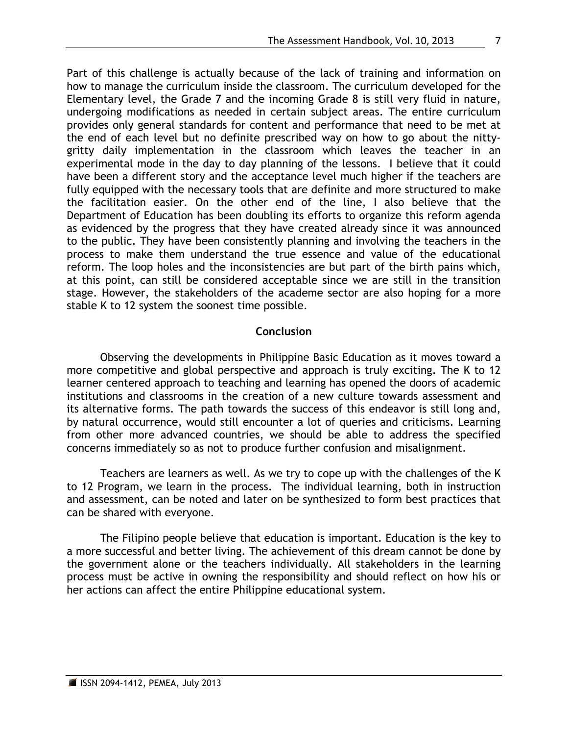Part of this challenge is actually because of the lack of training and information on how to manage the curriculum inside the classroom. The curriculum developed for the Elementary level, the Grade 7 and the incoming Grade 8 is still very fluid in nature, undergoing modifications as needed in certain subject areas. The entire curriculum provides only general standards for content and performance that need to be met at the end of each level but no definite prescribed way on how to go about the nitty-gritty daily implementation in the classroom which leaves the teacher in an experimental mode in the day to day planning of the lessons. I believe that it could have been a different story and the acceptance level much higher if the teachers are fully equipped with the necessary tools that are definite and more structured to make the facilitation easier. On the other end of the line, I also believe that the Department of Education has been doubling its efforts to organize this reform agenda as evidenced by the progress that they have created already since it was announced to the public. They have been consistently planning and involving the teachers in the process to make them understand the true essence and value of the educational reform. The loop holes and the inconsistencies are but part of the birth pains which, at this point, can still be considered acceptable since we are still in the transition stage. However, the stakeholders of the academe sector are also hoping for a more stable K to 12 system the soonest time possible.

## Conclusion

Observing the developments in Philippine Basic Education as it moves toward a more competitive and global perspective and approach is truly exciting. The K to 12 learner centered approach to teaching and learning has opened the doors of academic institutions and classrooms in the creation of a new culture towards assessment and its alternative forms. The path towards the success of this endeavor is still long and, by natural occurrence, would still encounter a lot of queries and criticisms. Learning from other more advanced countries, we should be able to address the specified concerns immediately so as not to produce further confusion and misalignment.

Teachers are learners as well. As we try to cope up with the challenges of the K to 12 Program, we learn in the process. The individual learning, both in instruction and assessment, can be noted and later on be synthesized to form best practices that can be shared with everyone.

The Filipino people believe that education is important. Education is the key to a more successful and better living. The achievement of this dream cannot be done by the government alone or the teachers individually. All stakeholders in the learning process must be active in owning the responsibility and should reflect on how his or her actions can affect the entire Philippine educational system.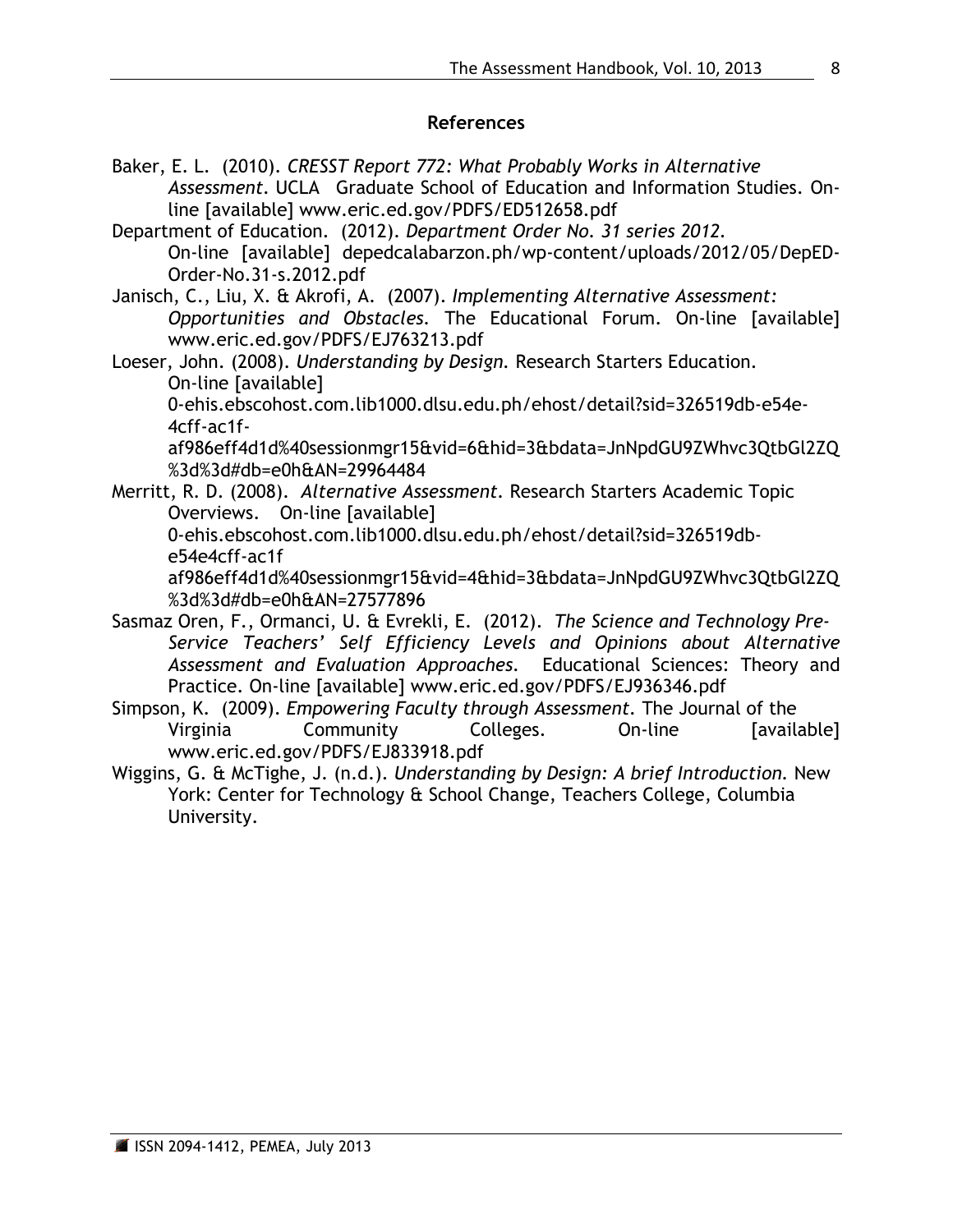## References

Baker, E. L. (2010). *CRESST Report 772: What Probably Works in Alternative Assessment*. UCLA Graduate School of Education and Information Studies. On-line [available] www.eric.ed.gov/PDFS/ED512658.pdf

Department of Education. (2012). *Department Order No. 31 series 2012.* On-line [available] depedcalabarzon.ph/wp-content/uploads/2012/05/DepED-Order-No.31-s.2012.pdf

Janisch, C., Liu, X. & Akrofi, A. (2007). *Implementing Alternative Assessment: Opportunities and Obstacles.* The Educational Forum. On-line [available] www.eric.ed.gov/PDFS/EJ763213.pdf

Loeser, John. (2008). *Understanding by Design.* Research Starters Education. On-line [available] 0-ehis.ebscohost.com.lib1000.dlsu.edu.ph/ehost/detail?sid=326519db-e54e-4cff-ac1f-af986eff4d1d%40sessionmgr15&vid=6&hid=3&bdata=JnNpdGU9ZWhvc3QtbGl2ZQ%3d%3d#db=e0h&AN=29964484

Merritt, R. D. (2008). *Alternative Assessment.* Research Starters Academic Topic Overviews. On-line [available] 0-ehis.ebscohost.com.lib1000.dlsu.edu.ph/ehost/detail?sid=326519db-e54e4cff-ac1f af986eff4d1d%40sessionmgr15&vid=4&hid=3&bdata=JnNpdGU9ZWhvc3QtbGl2ZQ%3d%3d#db=e0h&AN=27577896

Sasmaz Oren, F., Ormanci, U. & Evrekli, E. (2012). *The Science and Technology Pre-Service Teachers' Self Efficiency Levels and Opinions about Alternative Assessment and Evaluation Approaches.* Educational Sciences: Theory and Practice. On-line [available] www.eric.ed.gov/PDFS/EJ936346.pdf

Simpson, K. (2009). *Empowering Faculty through Assessment.* The Journal of the Virginia Community Colleges. On-line [available] www.eric.ed.gov/PDFS/EJ833918.pdf

Wiggins, G. & McTighe, J. (n.d.). *Understanding by Design: A brief Introduction.* New York: Center for Technology & School Change, Teachers College, Columbia University.